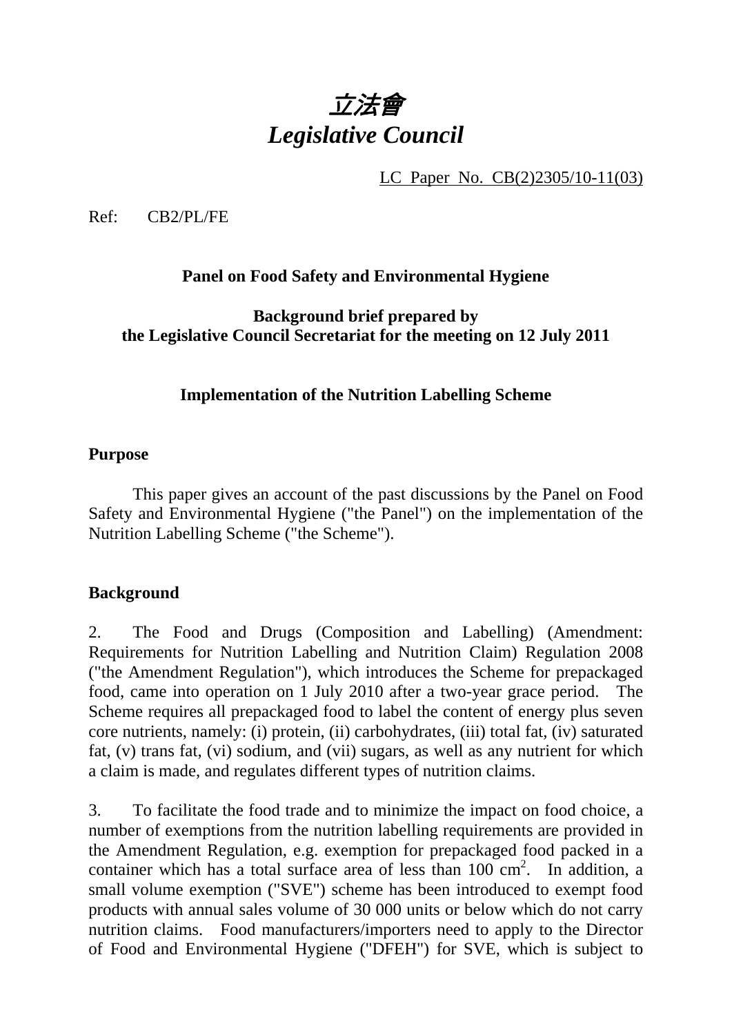# *立法會*
# *Legislative Council*

LC Paper No. CB(2)2305/10-11(03)

Ref: CB2/PL/FE

**Panel on Food Safety and Environmental Hygiene**

**Background brief prepared by the Legislative Council Secretariat for the meeting on 12 July 2011**

**Implementation of the Nutrition Labelling Scheme**

## Purpose

This paper gives an account of the past discussions by the Panel on Food Safety and Environmental Hygiene ("the Panel") on the implementation of the Nutrition Labelling Scheme ("the Scheme").

## Background

2. The Food and Drugs (Composition and Labelling) (Amendment: Requirements for Nutrition Labelling and Nutrition Claim) Regulation 2008 ("the Amendment Regulation"), which introduces the Scheme for prepackaged food, came into operation on 1 July 2010 after a two-year grace period. The Scheme requires all prepackaged food to label the content of energy plus seven core nutrients, namely: (i) protein, (ii) carbohydrates, (iii) total fat, (iv) saturated fat, (v) trans fat, (vi) sodium, and (vii) sugars, as well as any nutrient for which a claim is made, and regulates different types of nutrition claims.

3. To facilitate the food trade and to minimize the impact on food choice, a number of exemptions from the nutrition labelling requirements are provided in the Amendment Regulation, e.g. exemption for prepackaged food packed in a container which has a total surface area of less than 100 $cm^2$. In addition, a small volume exemption ("SVE") scheme has been introduced to exempt food products with annual sales volume of 30 000 units or below which do not carry nutrition claims. Food manufacturers/importers need to apply to the Director of Food and Environmental Hygiene ("DFEH") for SVE, which is subject to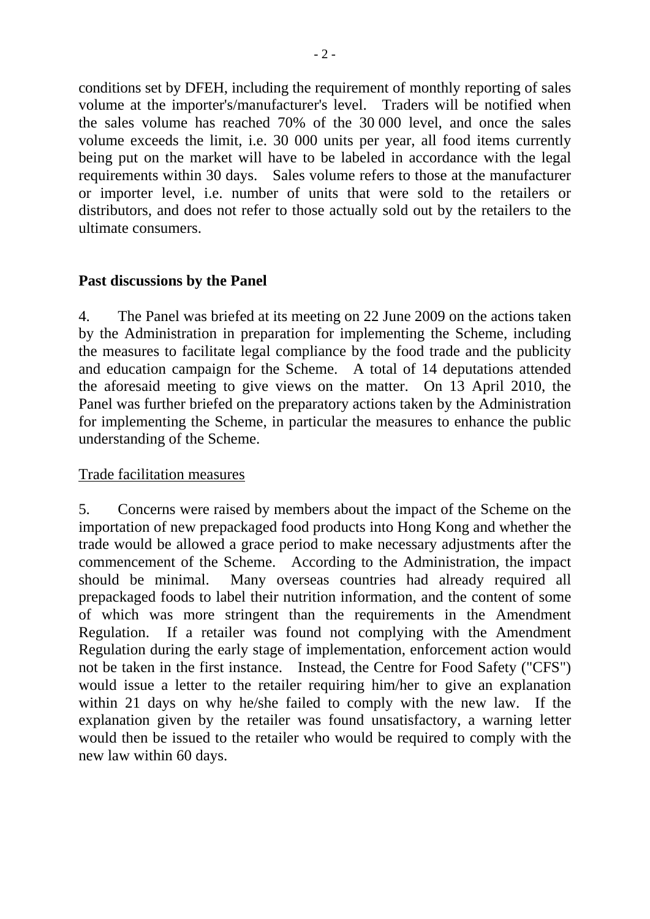conditions set by DFEH, including the requirement of monthly reporting of sales volume at the importer's/manufacturer's level. Traders will be notified when the sales volume has reached 70% of the 30 000 level, and once the sales volume exceeds the limit, i.e. 30 000 units per year, all food items currently being put on the market will have to be labeled in accordance with the legal requirements within 30 days. Sales volume refers to those at the manufacturer or importer level, i.e. number of units that were sold to the retailers or distributors, and does not refer to those actually sold out by the retailers to the ultimate consumers.

## Past discussions by the Panel

4. The Panel was briefed at its meeting on 22 June 2009 on the actions taken by the Administration in preparation for implementing the Scheme, including the measures to facilitate legal compliance by the food trade and the publicity and education campaign for the Scheme. A total of 14 deputations attended the aforesaid meeting to give views on the matter. On 13 April 2010, the Panel was further briefed on the preparatory actions taken by the Administration for implementing the Scheme, in particular the measures to enhance the public understanding of the Scheme.

### Trade facilitation measures

5. Concerns were raised by members about the impact of the Scheme on the importation of new prepackaged food products into Hong Kong and whether the trade would be allowed a grace period to make necessary adjustments after the commencement of the Scheme. According to the Administration, the impact should be minimal. Many overseas countries had already required all prepackaged foods to label their nutrition information, and the content of some of which was more stringent than the requirements in the Amendment Regulation. If a retailer was found not complying with the Amendment Regulation during the early stage of implementation, enforcement action would not be taken in the first instance. Instead, the Centre for Food Safety ("CFS") would issue a letter to the retailer requiring him/her to give an explanation within 21 days on why he/she failed to comply with the new law. If the explanation given by the retailer was found unsatisfactory, a warning letter would then be issued to the retailer who would be required to comply with the new law within 60 days.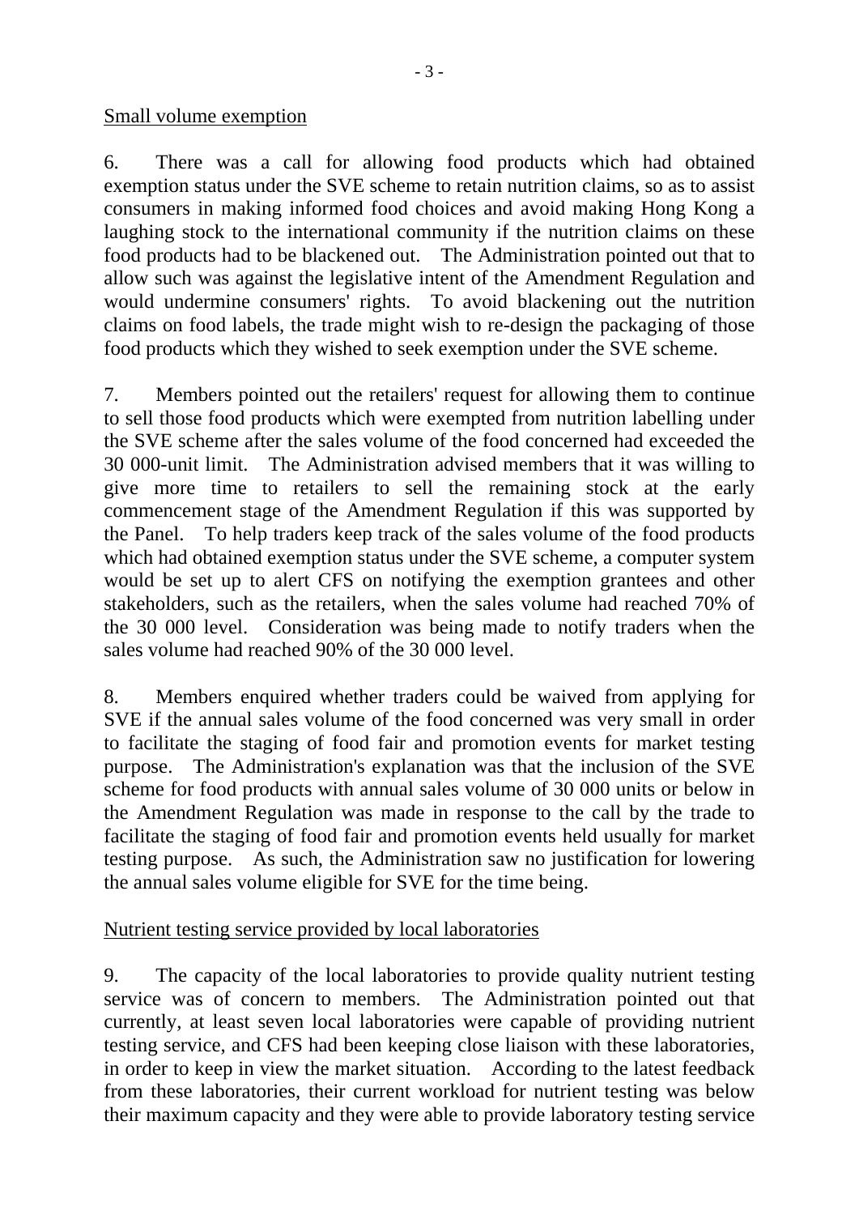Small volume exemption

6. There was a call for allowing food products which had obtained exemption status under the SVE scheme to retain nutrition claims, so as to assist consumers in making informed food choices and avoid making Hong Kong a laughing stock to the international community if the nutrition claims on these food products had to be blackened out. The Administration pointed out that to allow such was against the legislative intent of the Amendment Regulation and would undermine consumers' rights. To avoid blackening out the nutrition claims on food labels, the trade might wish to re-design the packaging of those food products which they wished to seek exemption under the SVE scheme.

7. Members pointed out the retailers' request for allowing them to continue to sell those food products which were exempted from nutrition labelling under the SVE scheme after the sales volume of the food concerned had exceeded the 30 000-unit limit. The Administration advised members that it was willing to give more time to retailers to sell the remaining stock at the early commencement stage of the Amendment Regulation if this was supported by the Panel. To help traders keep track of the sales volume of the food products which had obtained exemption status under the SVE scheme, a computer system would be set up to alert CFS on notifying the exemption grantees and other stakeholders, such as the retailers, when the sales volume had reached 70% of the 30 000 level. Consideration was being made to notify traders when the sales volume had reached 90% of the 30 000 level.

8. Members enquired whether traders could be waived from applying for SVE if the annual sales volume of the food concerned was very small in order to facilitate the staging of food fair and promotion events for market testing purpose. The Administration's explanation was that the inclusion of the SVE scheme for food products with annual sales volume of 30 000 units or below in the Amendment Regulation was made in response to the call by the trade to facilitate the staging of food fair and promotion events held usually for market testing purpose. As such, the Administration saw no justification for lowering the annual sales volume eligible for SVE for the time being.

Nutrient testing service provided by local laboratories

9. The capacity of the local laboratories to provide quality nutrient testing service was of concern to members. The Administration pointed out that currently, at least seven local laboratories were capable of providing nutrient testing service, and CFS had been keeping close liaison with these laboratories, in order to keep in view the market situation. According to the latest feedback from these laboratories, their current workload for nutrient testing was below their maximum capacity and they were able to provide laboratory testing service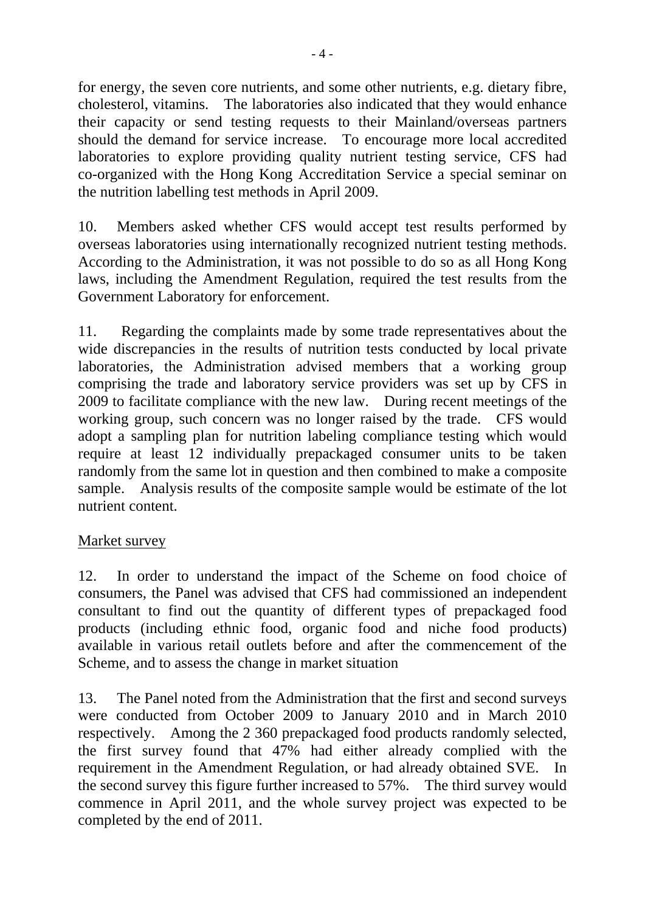for energy, the seven core nutrients, and some other nutrients, e.g. dietary fibre, cholesterol, vitamins. The laboratories also indicated that they would enhance their capacity or send testing requests to their Mainland/overseas partners should the demand for service increase. To encourage more local accredited laboratories to explore providing quality nutrient testing service, CFS had co-organized with the Hong Kong Accreditation Service a special seminar on the nutrition labelling test methods in April 2009.

10. Members asked whether CFS would accept test results performed by overseas laboratories using internationally recognized nutrient testing methods. According to the Administration, it was not possible to do so as all Hong Kong laws, including the Amendment Regulation, required the test results from the Government Laboratory for enforcement.

11. Regarding the complaints made by some trade representatives about the wide discrepancies in the results of nutrition tests conducted by local private laboratories, the Administration advised members that a working group comprising the trade and laboratory service providers was set up by CFS in 2009 to facilitate compliance with the new law. During recent meetings of the working group, such concern was no longer raised by the trade. CFS would adopt a sampling plan for nutrition labeling compliance testing which would require at least 12 individually prepackaged consumer units to be taken randomly from the same lot in question and then combined to make a composite sample. Analysis results of the composite sample would be estimate of the lot nutrient content.

Market survey

12. In order to understand the impact of the Scheme on food choice of consumers, the Panel was advised that CFS had commissioned an independent consultant to find out the quantity of different types of prepackaged food products (including ethnic food, organic food and niche food products) available in various retail outlets before and after the commencement of the Scheme, and to assess the change in market situation

13. The Panel noted from the Administration that the first and second surveys were conducted from October 2009 to January 2010 and in March 2010 respectively. Among the 2 360 prepackaged food products randomly selected, the first survey found that 47% had either already complied with the requirement in the Amendment Regulation, or had already obtained SVE. In the second survey this figure further increased to 57%. The third survey would commence in April 2011, and the whole survey project was expected to be completed by the end of 2011.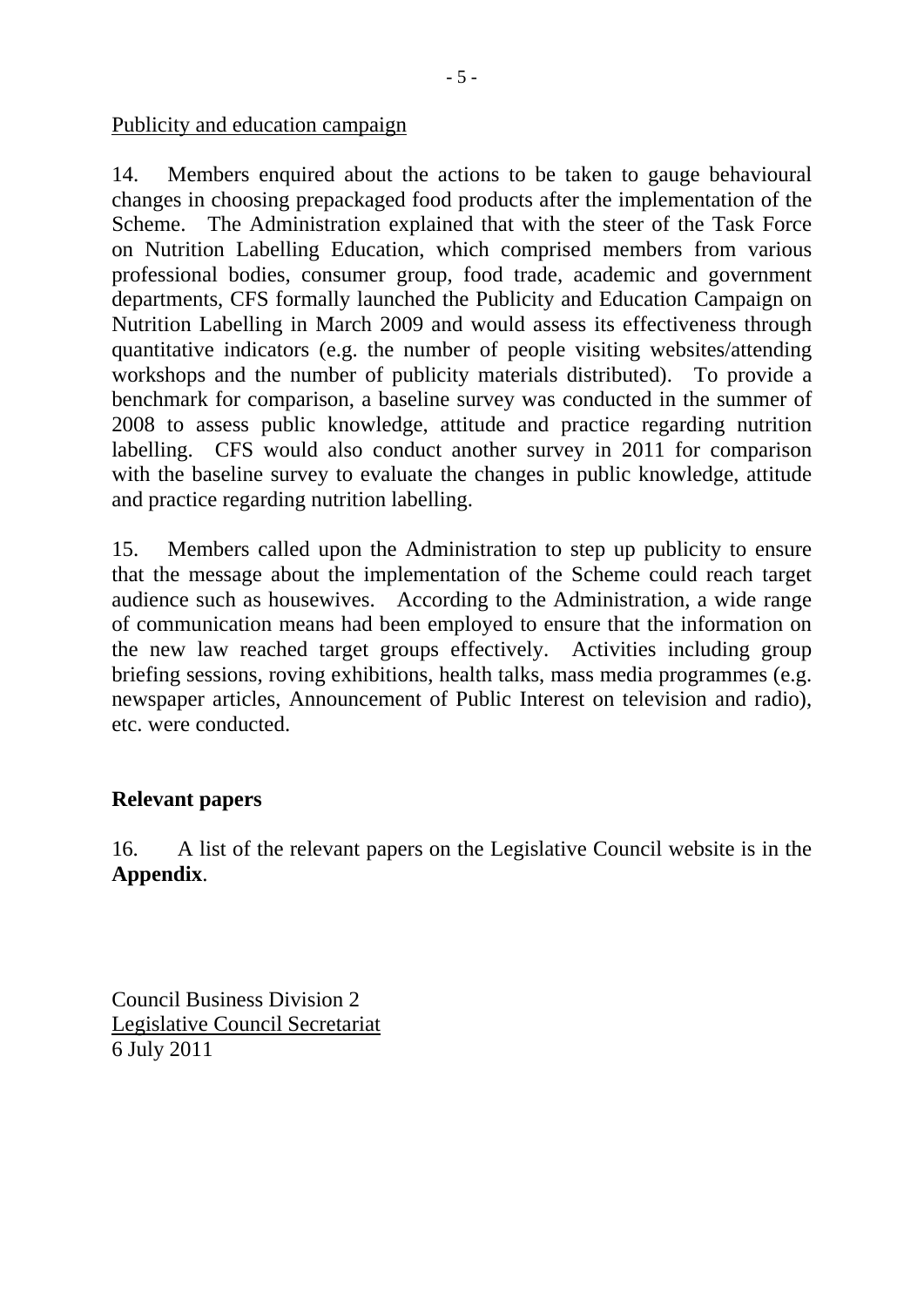<u>Publicity and education campaign</u>

14. Members enquired about the actions to be taken to gauge behavioural changes in choosing prepackaged food products after the implementation of the Scheme. The Administration explained that with the steer of the Task Force on Nutrition Labelling Education, which comprised members from various professional bodies, consumer group, food trade, academic and government departments, CFS formally launched the Publicity and Education Campaign on Nutrition Labelling in March 2009 and would assess its effectiveness through quantitative indicators (e.g. the number of people visiting websites/attending workshops and the number of publicity materials distributed). To provide a benchmark for comparison, a baseline survey was conducted in the summer of 2008 to assess public knowledge, attitude and practice regarding nutrition labelling. CFS would also conduct another survey in 2011 for comparison with the baseline survey to evaluate the changes in public knowledge, attitude and practice regarding nutrition labelling.

15. Members called upon the Administration to step up publicity to ensure that the message about the implementation of the Scheme could reach target audience such as housewives. According to the Administration, a wide range of communication means had been employed to ensure that the information on the new law reached target groups effectively. Activities including group briefing sessions, roving exhibitions, health talks, mass media programmes (e.g. newspaper articles, Announcement of Public Interest on television and radio), etc. were conducted.

**Relevant papers**

16. A list of the relevant papers on the Legislative Council website is in the **Appendix**.

Council Business Division 2
<u>Legislative Council Secretariat</u>
6 July 2011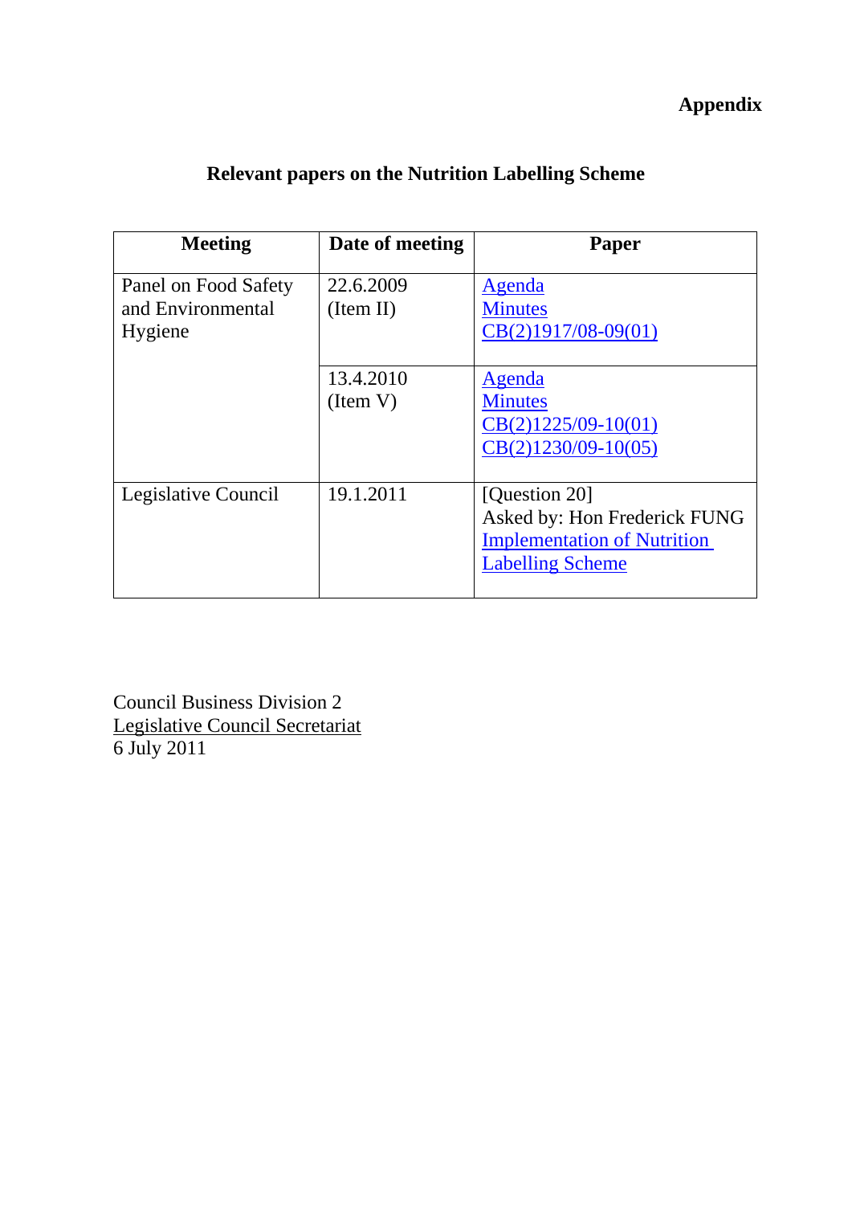**Appendix**

## Relevant papers on the Nutrition Labelling Scheme

| Meeting | Date of meeting | Paper |
|---|---|---|
| Panel on Food Safety and Environmental Hygiene | 22.6.2009 (Item II) | Agenda<br>Minutes<br>CB(2)1917/08-09(01) |
| | 13.4.2010 (Item V) | Agenda<br>Minutes<br>CB(2)1225/09-10(01)<br>CB(2)1230/09-10(05) |
| Legislative Council | 19.1.2011 | [Question 20]<br>Asked by: Hon Frederick FUNG<br>Implementation of Nutrition Labelling Scheme |

Council Business Division 2
Legislative Council Secretariat
6 July 2011